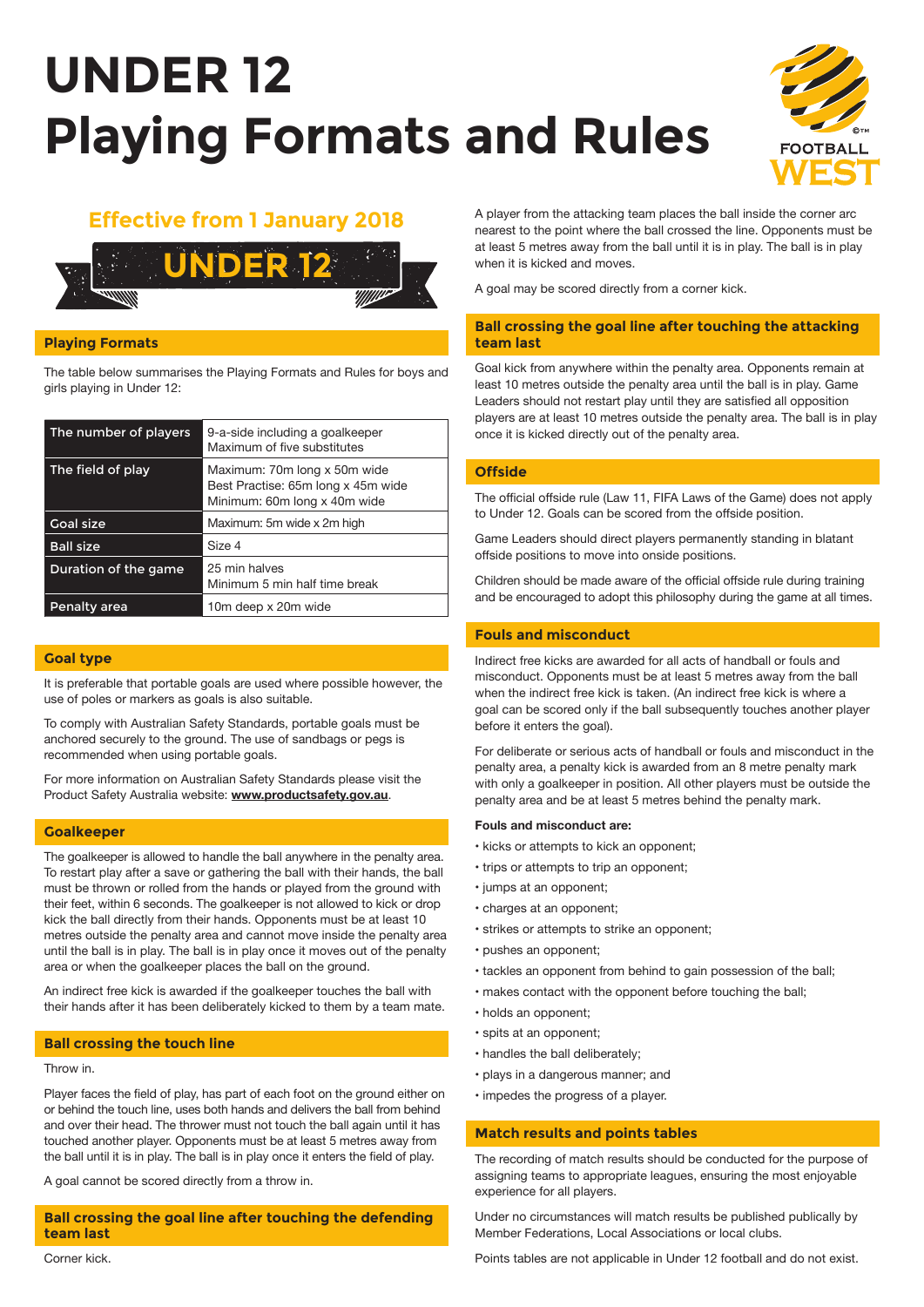# UNDER 12 Playing Formats and Rules

FOOTBALL WEST

## Effective from 1 January 2018

UNDER 12

### Playing Formats

The table below summarises the Playing Formats and Rules for boys and girls playing in Under 12:

| | |
|---|---|
| The number of players | 9-a-side including a goalkeeper<br>Maximum of five substitutes |
| The field of play | Maximum: 70m long x 50m wide<br>Best Practise: 65m long x 45m wide<br>Minimum: 60m long x 40m wide |
| Goal size | Maximum: 5m wide x 2m high |
| Ball size | Size 4 |
| Duration of the game | 25 min halves<br>Minimum 5 min half time break |
| Penalty area | 10m deep x 20m wide |

### Goal type

It is preferable that portable goals are used where possible however, the use of poles or markers as goals is also suitable.

To comply with Australian Safety Standards, portable goals must be anchored securely to the ground. The use of sandbags or pegs is recommended when using portable goals.

For more information on Australian Safety Standards please visit the Product Safety Australia website: **www.productsafety.gov.au**.

### Goalkeeper

The goalkeeper is allowed to handle the ball anywhere in the penalty area. To restart play after a save or gathering the ball with their hands, the ball must be thrown or rolled from the hands or played from the ground with their feet, within 6 seconds. The goalkeeper is not allowed to kick or drop kick the ball directly from their hands. Opponents must be at least 10 metres outside the penalty area and cannot move inside the penalty area until the ball is in play. The ball is in play once it moves out of the penalty area or when the goalkeeper places the ball on the ground.

An indirect free kick is awarded if the goalkeeper touches the ball with their hands after it has been deliberately kicked to them by a team mate.

### Ball crossing the touch line

Throw in.

Player faces the field of play, has part of each foot on the ground either on or behind the touch line, uses both hands and delivers the ball from behind and over their head. The thrower must not touch the ball again until it has touched another player. Opponents must be at least 5 metres away from the ball until it is in play. The ball is in play once it enters the field of play.

A goal cannot be scored directly from a throw in.

### Ball crossing the goal line after touching the defending team last

Corner kick.

A player from the attacking team places the ball inside the corner arc nearest to the point where the ball crossed the line. Opponents must be at least 5 metres away from the ball until it is in play. The ball is in play when it is kicked and moves.

A goal may be scored directly from a corner kick.

### Ball crossing the goal line after touching the attacking team last

Goal kick from anywhere within the penalty area. Opponents remain at least 10 metres outside the penalty area until the ball is in play. Game Leaders should not restart play until they are satisfied all opposition players are at least 10 metres outside the penalty area. The ball is in play once it is kicked directly out of the penalty area.

### Offside

The official offside rule (Law 11, FIFA Laws of the Game) does not apply to Under 12. Goals can be scored from the offside position.

Game Leaders should direct players permanently standing in blatant offside positions to move into onside positions.

Children should be made aware of the official offside rule during training and be encouraged to adopt this philosophy during the game at all times.

### Fouls and misconduct

Indirect free kicks are awarded for all acts of handball or fouls and misconduct. Opponents must be at least 5 metres away from the ball when the indirect free kick is taken. (An indirect free kick is where a goal can be scored only if the ball subsequently touches another player before it enters the goal).

For deliberate or serious acts of handball or fouls and misconduct in the penalty area, a penalty kick is awarded from an 8 metre penalty mark with only a goalkeeper in position. All other players must be outside the penalty area and be at least 5 metres behind the penalty mark.

**Fouls and misconduct are:**

- kicks or attempts to kick an opponent;
- trips or attempts to trip an opponent;
- jumps at an opponent;
- charges at an opponent;
- strikes or attempts to strike an opponent;
- pushes an opponent;
- tackles an opponent from behind to gain possession of the ball;
- makes contact with the opponent before touching the ball;
- holds an opponent;
- spits at an opponent;
- handles the ball deliberately;
- plays in a dangerous manner; and
- impedes the progress of a player.

### Match results and points tables

The recording of match results should be conducted for the purpose of assigning teams to appropriate leagues, ensuring the most enjoyable experience for all players.

Under no circumstances will match results be published publically by Member Federations, Local Associations or local clubs.

Points tables are not applicable in Under 12 football and do not exist.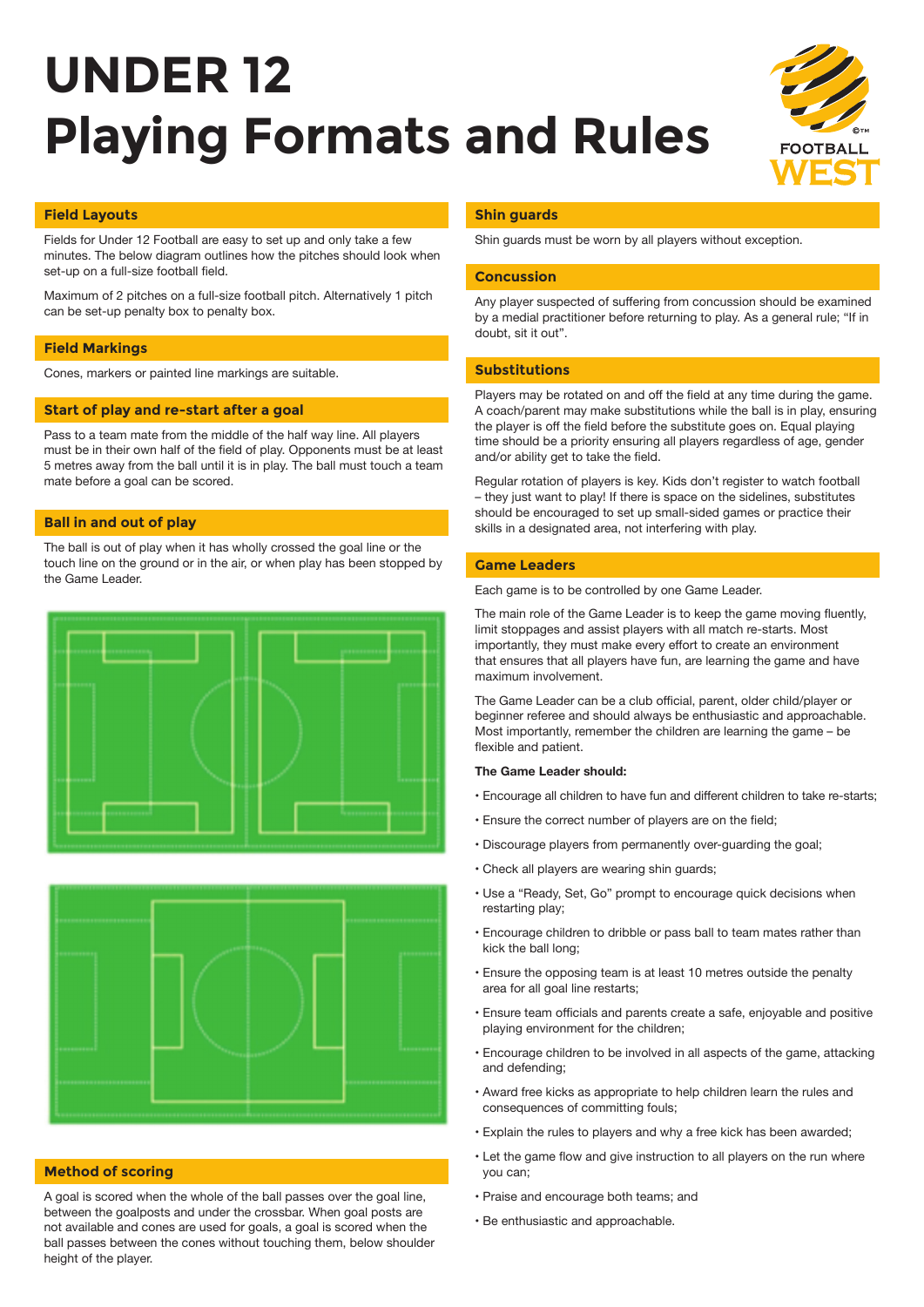# UNDER 12 Playing Formats and Rules

## Field Layouts

Fields for Under 12 Football are easy to set up and only take a few minutes. The below diagram outlines how the pitches should look when set-up on a full-size football field.

Maximum of 2 pitches on a full-size football pitch. Alternatively 1 pitch can be set-up penalty box to penalty box.

## Field Markings

Cones, markers or painted line markings are suitable.

## Start of play and re-start after a goal

Pass to a team mate from the middle of the half way line. All players must be in their own half of the field of play. Opponents must be at least 5 metres away from the ball until it is in play. The ball must touch a team mate before a goal can be scored.

## Ball in and out of play

The ball is out of play when it has wholly crossed the goal line or the touch line on the ground or in the air, or when play has been stopped by the Game Leader.

## Method of scoring

A goal is scored when the whole of the ball passes over the goal line, between the goalposts and under the crossbar. When goal posts are not available and cones are used for goals, a goal is scored when the ball passes between the cones without touching them, below shoulder height of the player.

## Shin guards

Shin guards must be worn by all players without exception.

## Concussion

Any player suspected of suffering from concussion should be examined by a medial practitioner before returning to play. As a general rule; "If in doubt, sit it out".

## Substitutions

Players may be rotated on and off the field at any time during the game. A coach/parent may make substitutions while the ball is in play, ensuring the player is off the field before the substitute goes on. Equal playing time should be a priority ensuring all players regardless of age, gender and/or ability get to take the field.

Regular rotation of players is key. Kids don't register to watch football – they just want to play! If there is space on the sidelines, substitutes should be encouraged to set up small-sided games or practice their skills in a designated area, not interfering with play.

## Game Leaders

Each game is to be controlled by one Game Leader.

The main role of the Game Leader is to keep the game moving fluently, limit stoppages and assist players with all match re-starts. Most importantly, they must make every effort to create an environment that ensures that all players have fun, are learning the game and have maximum involvement.

The Game Leader can be a club official, parent, older child/player or beginner referee and should always be enthusiastic and approachable. Most importantly, remember the children are learning the game – be flexible and patient.

**The Game Leader should:**

- Encourage all children to have fun and different children to take re-starts;
- Ensure the correct number of players are on the field;
- Discourage players from permanently over-guarding the goal;
- Check all players are wearing shin guards;
- Use a "Ready, Set, Go" prompt to encourage quick decisions when restarting play;
- Encourage children to dribble or pass ball to team mates rather than kick the ball long;
- Ensure the opposing team is at least 10 metres outside the penalty area for all goal line restarts;
- Ensure team officials and parents create a safe, enjoyable and positive playing environment for the children;
- Encourage children to be involved in all aspects of the game, attacking and defending;
- Award free kicks as appropriate to help children learn the rules and consequences of committing fouls;
- Explain the rules to players and why a free kick has been awarded;
- Let the game flow and give instruction to all players on the run where you can;
- Praise and encourage both teams; and
- Be enthusiastic and approachable.